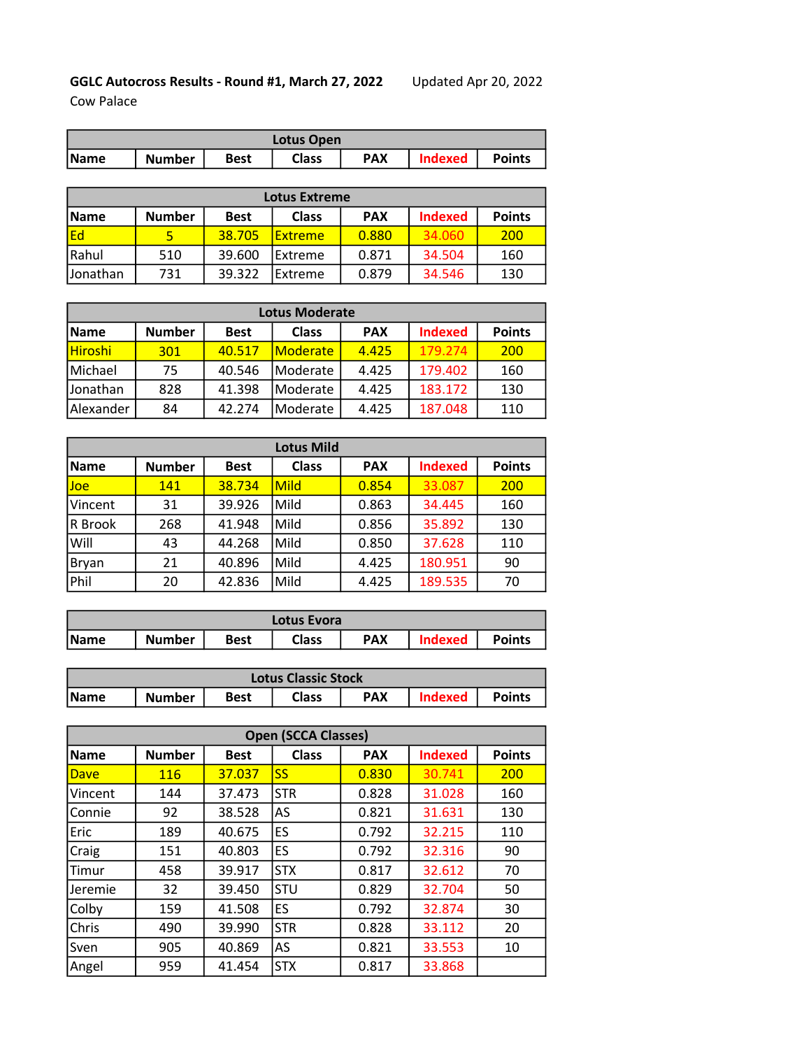**GGLC Autocross Results - Round #1, March 27, 2022** Updated Apr 20, 2022

Cow Palace

| Lotus Open | | | | | | |
|---|---|---|---|---|---|---|
| Name | Number | Best | Class | PAX | Indexed | Points |

| Lotus Extreme | | | | | | |
|---|---|---|---|---|---|---|
| Name | Number | Best | Class | PAX | Indexed | Points |
| Ed | 5 | 38.705 | Extreme | 0.880 | 34.060 | 200 |
| Rahul | 510 | 39.600 | Extreme | 0.871 | 34.504 | 160 |
| Jonathan | 731 | 39.322 | Extreme | 0.879 | 34.546 | 130 |

| Lotus Moderate | | | | | | |
|---|---|---|---|---|---|---|
| Name | Number | Best | Class | PAX | Indexed | Points |
| Hiroshi | 301 | 40.517 | Moderate | 4.425 | 179.274 | 200 |
| Michael | 75 | 40.546 | Moderate | 4.425 | 179.402 | 160 |
| Jonathan | 828 | 41.398 | Moderate | 4.425 | 183.172 | 130 |
| Alexander | 84 | 42.274 | Moderate | 4.425 | 187.048 | 110 |

| Lotus Mild | | | | | | |
|---|---|---|---|---|---|---|
| Name | Number | Best | Class | PAX | Indexed | Points |
| Joe | 141 | 38.734 | Mild | 0.854 | 33.087 | 200 |
| Vincent | 31 | 39.926 | Mild | 0.863 | 34.445 | 160 |
| R Brook | 268 | 41.948 | Mild | 0.856 | 35.892 | 130 |
| Will | 43 | 44.268 | Mild | 0.850 | 37.628 | 110 |
| Bryan | 21 | 40.896 | Mild | 4.425 | 180.951 | 90 |
| Phil | 20 | 42.836 | Mild | 4.425 | 189.535 | 70 |

| Lotus Evora | | | | | | |
|---|---|---|---|---|---|---|
| Name | Number | Best | Class | PAX | Indexed | Points |

| Lotus Classic Stock | | | | | | |
|---|---|---|---|---|---|---|
| Name | Number | Best | Class | PAX | Indexed | Points |

| Open (SCCA Classes) | | | | | | |
|---|---|---|---|---|---|---|
| Name | Number | Best | Class | PAX | Indexed | Points |
| Dave | 116 | 37.037 | SS | 0.830 | 30.741 | 200 |
| Vincent | 144 | 37.473 | STR | 0.828 | 31.028 | 160 |
| Connie | 92 | 38.528 | AS | 0.821 | 31.631 | 130 |
| Eric | 189 | 40.675 | ES | 0.792 | 32.215 | 110 |
| Craig | 151 | 40.803 | ES | 0.792 | 32.316 | 90 |
| Timur | 458 | 39.917 | STX | 0.817 | 32.612 | 70 |
| Jeremie | 32 | 39.450 | STU | 0.829 | 32.704 | 50 |
| Colby | 159 | 41.508 | ES | 0.792 | 32.874 | 30 |
| Chris | 490 | 39.990 | STR | 0.828 | 33.112 | 20 |
| Sven | 905 | 40.869 | AS | 0.821 | 33.553 | 10 |
| Angel | 959 | 41.454 | STX | 0.817 | 33.868 | |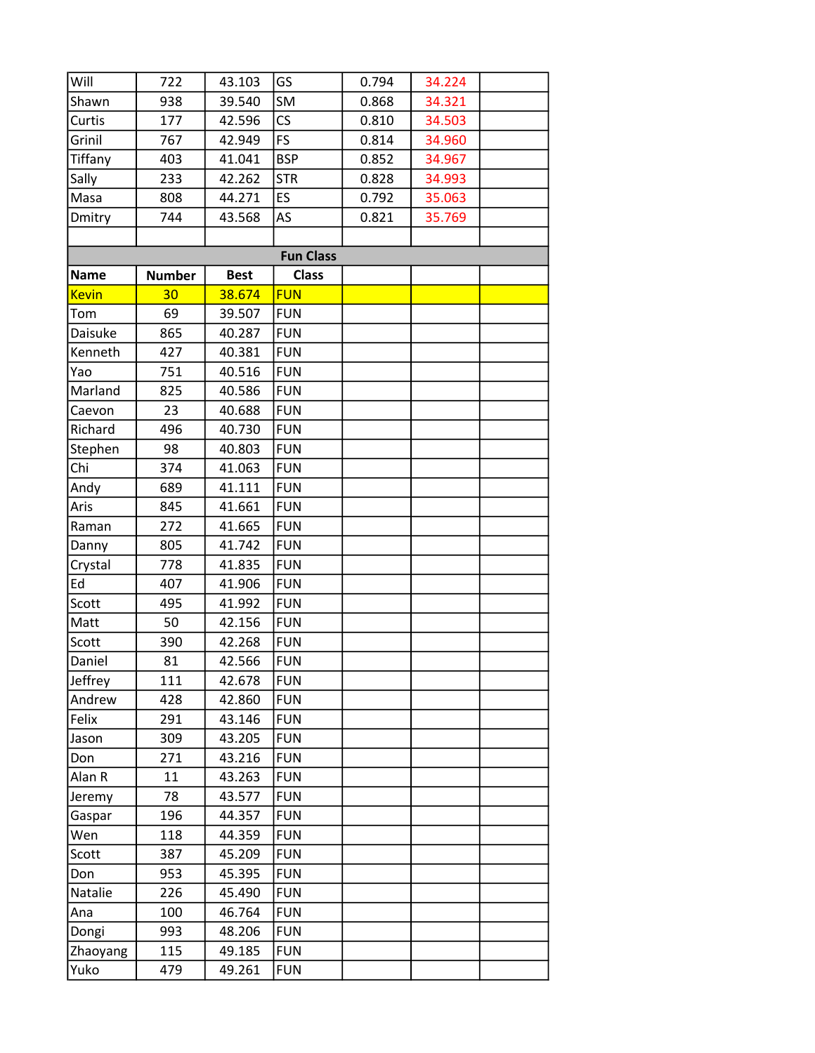| | | | | | | |
|---|---|---|---|---|---|---|
| Will | 722 | 43.103 | GS | 0.794 | 34.224 | |
| Shawn | 938 | 39.540 | SM | 0.868 | 34.321 | |
| Curtis | 177 | 42.596 | CS | 0.810 | 34.503 | |
| Grinil | 767 | 42.949 | FS | 0.814 | 34.960 | |
| Tiffany | 403 | 41.041 | BSP | 0.852 | 34.967 | |
| Sally | 233 | 42.262 | STR | 0.828 | 34.993 | |
| Masa | 808 | 44.271 | ES | 0.792 | 35.063 | |
| Dmitry | 744 | 43.568 | AS | 0.821 | 35.769 | |

**Fun Class**

| Name | Number | Best | Class | | | |
|---|---|---|---|---|---|---|
| Kevin | 30 | 38.674 | FUN | | | |
| Tom | 69 | 39.507 | FUN | | | |
| Daisuke | 865 | 40.287 | FUN | | | |
| Kenneth | 427 | 40.381 | FUN | | | |
| Yao | 751 | 40.516 | FUN | | | |
| Marland | 825 | 40.586 | FUN | | | |
| Caevon | 23 | 40.688 | FUN | | | |
| Richard | 496 | 40.730 | FUN | | | |
| Stephen | 98 | 40.803 | FUN | | | |
| Chi | 374 | 41.063 | FUN | | | |
| Andy | 689 | 41.111 | FUN | | | |
| Aris | 845 | 41.661 | FUN | | | |
| Raman | 272 | 41.665 | FUN | | | |
| Danny | 805 | 41.742 | FUN | | | |
| Crystal | 778 | 41.835 | FUN | | | |
| Ed | 407 | 41.906 | FUN | | | |
| Scott | 495 | 41.992 | FUN | | | |
| Matt | 50 | 42.156 | FUN | | | |
| Scott | 390 | 42.268 | FUN | | | |
| Daniel | 81 | 42.566 | FUN | | | |
| Jeffrey | 111 | 42.678 | FUN | | | |
| Andrew | 428 | 42.860 | FUN | | | |
| Felix | 291 | 43.146 | FUN | | | |
| Jason | 309 | 43.205 | FUN | | | |
| Don | 271 | 43.216 | FUN | | | |
| Alan R | 11 | 43.263 | FUN | | | |
| Jeremy | 78 | 43.577 | FUN | | | |
| Gaspar | 196 | 44.357 | FUN | | | |
| Wen | 118 | 44.359 | FUN | | | |
| Scott | 387 | 45.209 | FUN | | | |
| Don | 953 | 45.395 | FUN | | | |
| Natalie | 226 | 45.490 | FUN | | | |
| Ana | 100 | 46.764 | FUN | | | |
| Dongi | 993 | 48.206 | FUN | | | |
| Zhaoyang | 115 | 49.185 | FUN | | | |
| Yuko | 479 | 49.261 | FUN | | | |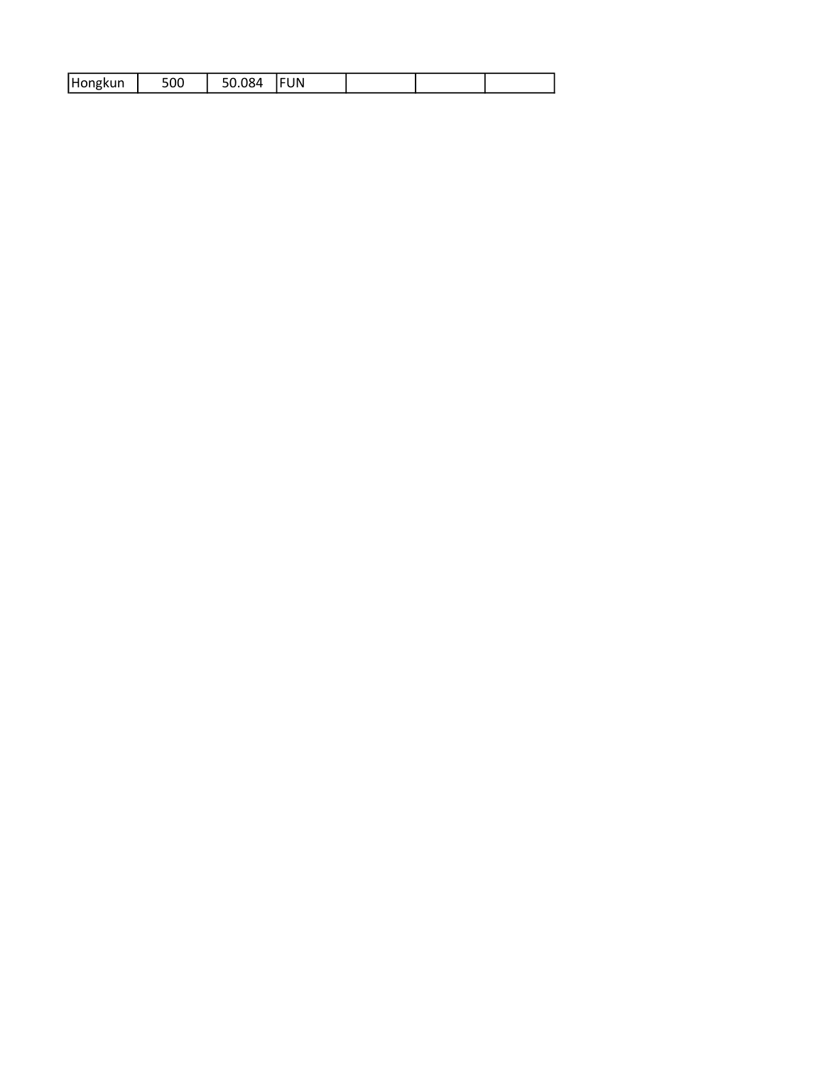| | | | | | | |
|---|---|---|---|---|---|---|
| Hongkun | 500 | 50.084 | FUN | | | |